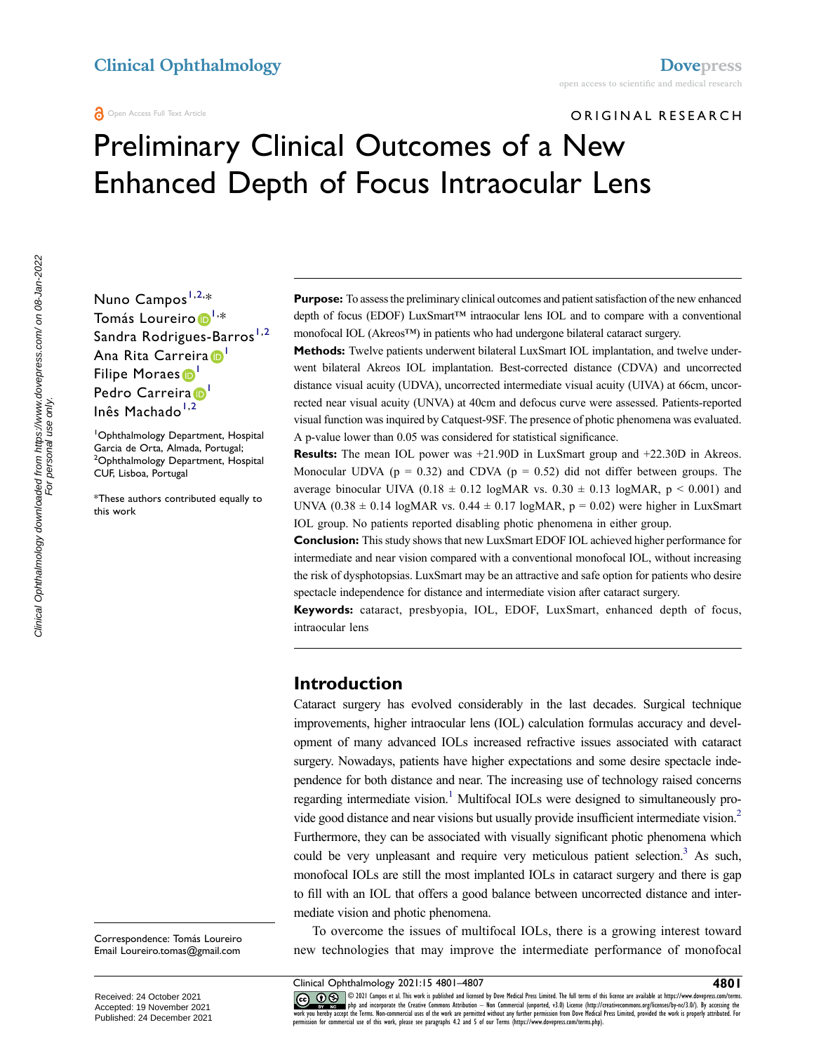ORIGINAL RESEARCH

# Preliminary Clinical Outcomes of a New Enhanced Depth of Focus Intraocular Lens

Nuno Campos[1,2,*]
Tomás Loureiro[1,*]
Sandra Rodrigues-Barros[1,2]
Ana Rita Carreira[1]
Filipe Moraes[1]
Pedro Carreira[1]
Inês Machado[1,2]

[1]Ophthalmology Department, Hospital Garcia de Orta, Almada, Portugal; [2]Ophthalmology Department, Hospital CUF, Lisboa, Portugal

*These authors contributed equally to this work

**Purpose:** To assess the preliminary clinical outcomes and patient satisfaction of the new enhanced depth of focus (EDOF) LuxSmart™ intraocular lens IOL and to compare with a conventional monofocal IOL (Akreos™) in patients who had undergone bilateral cataract surgery.

**Methods:** Twelve patients underwent bilateral LuxSmart IOL implantation, and twelve underwent bilateral Akreos IOL implantation. Best-corrected distance (CDVA) and uncorrected distance visual acuity (UDVA), uncorrected intermediate visual acuity (UIVA) at 66cm, uncorrected near visual acuity (UNVA) at 40cm and defocus curve were assessed. Patients-reported visual function was inquired by Catquest-9SF. The presence of photic phenomena was evaluated. A p-value lower than 0.05 was considered for statistical significance.

**Results:** The mean IOL power was +21.90D in LuxSmart group and +22.30D in Akreos. Monocular UDVA ($p = 0.32$) and CDVA ($p = 0.52$) did not differ between groups. The average binocular UIVA ($0.18 \pm 0.12$ logMAR vs. $0.30 \pm 0.13$ logMAR, $p < 0.001$) and UNVA ($0.38 \pm 0.14$ logMAR vs. $0.44 \pm 0.17$ logMAR, $p = 0.02$) were higher in LuxSmart IOL group. No patients reported disabling photic phenomena in either group.

**Conclusion:** This study shows that new LuxSmart EDOF IOL achieved higher performance for intermediate and near vision compared with a conventional monofocal IOL, without increasing the risk of dysphotopsias. LuxSmart may be an attractive and safe option for patients who desire spectacle independence for distance and intermediate vision after cataract surgery.

**Keywords:** cataract, presbyopia, IOL, EDOF, LuxSmart, enhanced depth of focus, intraocular lens

## Introduction

Cataract surgery has evolved considerably in the last decades. Surgical technique improvements, higher intraocular lens (IOL) calculation formulas accuracy and development of many advanced IOLs increased refractive issues associated with cataract surgery. Nowadays, patients have higher expectations and some desire spectacle independence for both distance and near. The increasing use of technology raised concerns regarding intermediate vision.[1] Multifocal IOLs were designed to simultaneously provide good distance and near visions but usually provide insufficient intermediate vision.[2] Furthermore, they can be associated with visually significant photic phenomena which could be very unpleasant and require very meticulous patient selection.[3] As such, monofocal IOLs are still the most implanted IOLs in cataract surgery and there is gap to fill with an IOL that offers a good balance between uncorrected distance and intermediate vision and photic phenomena.

To overcome the issues of multifocal IOLs, there is a growing interest toward new technologies that may improve the intermediate performance of monofocal

Correspondence: Tomás Loureiro
Email Loureiro.tomas@gmail.com

Received: 24 October 2021
Accepted: 19 November 2021
Published: 24 December 2021

© 2021 Campos et al. This work is published and licensed by Dove Medical Press Limited. The full terms of this license are available at https://www.dovepress.com/terms.php and incorporate the Creative Commons Attribution – Non Commercial (unported, v3.0) License (http://creativecommons.org/licenses/by-nc/3.0/). By accessing the work you hereby accept the Terms. Non-commercial uses of the work are permitted without any further permission from Dove Medical Press Limited, provided the work is properly attributed. For permission for commercial use of this work, please see paragraphs 4.2 and 5 of our Terms (https://www.dovepress.com/terms.php).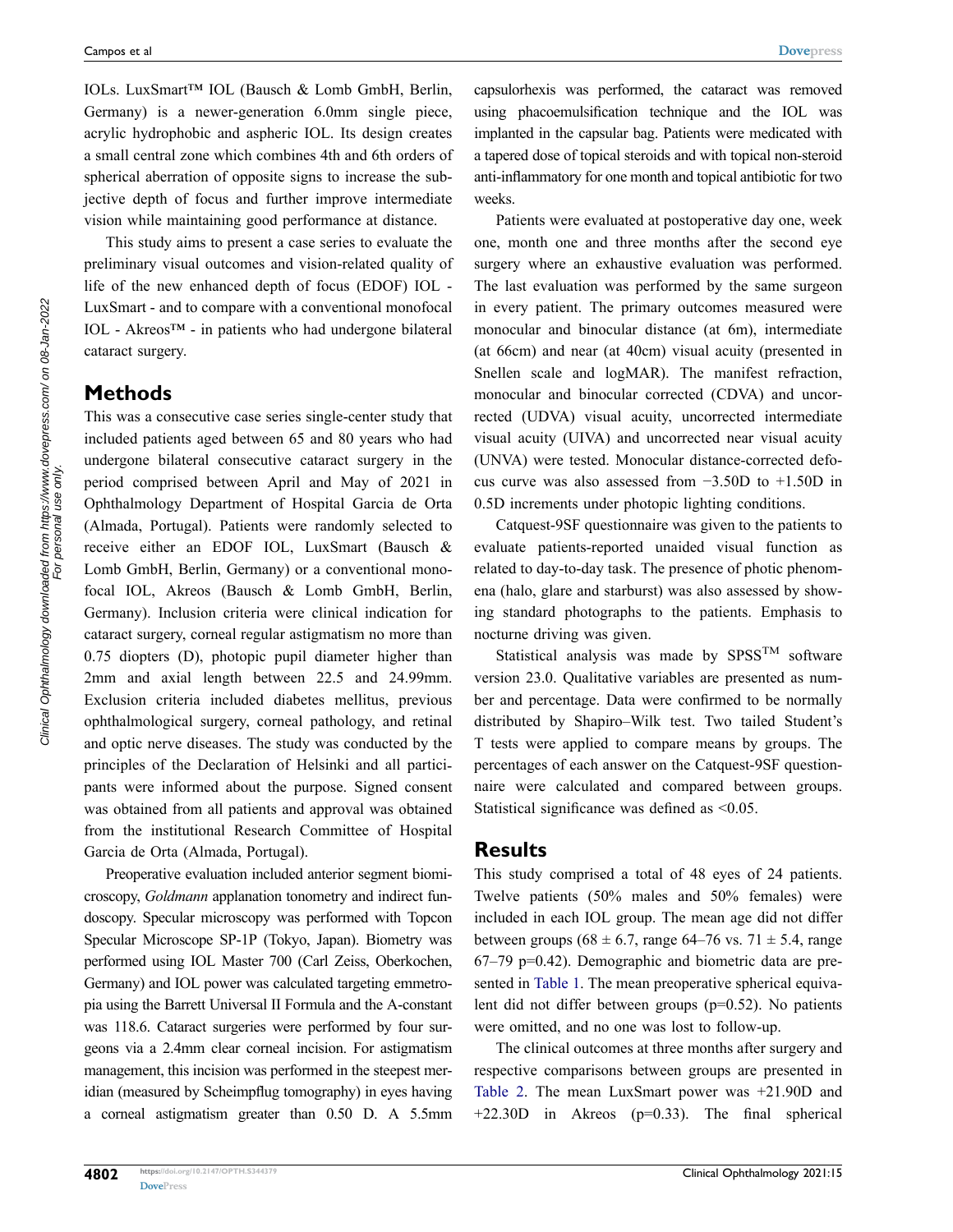IOLs. LuxSmart™ IOL (Bausch & Lomb GmbH, Berlin, Germany) is a newer-generation 6.0mm single piece, acrylic hydrophobic and aspheric IOL. Its design creates a small central zone which combines 4th and 6th orders of spherical aberration of opposite signs to increase the subjective depth of focus and further improve intermediate vision while maintaining good performance at distance.

This study aims to present a case series to evaluate the preliminary visual outcomes and vision-related quality of life of the new enhanced depth of focus (EDOF) IOL - LuxSmart - and to compare with a conventional monofocal IOL - Akreos™ - in patients who had undergone bilateral cataract surgery.

## Methods

This was a consecutive case series single-center study that included patients aged between 65 and 80 years who had undergone bilateral consecutive cataract surgery in the period comprised between April and May of 2021 in Ophthalmology Department of Hospital Garcia de Orta (Almada, Portugal). Patients were randomly selected to receive either an EDOF IOL, LuxSmart (Bausch & Lomb GmbH, Berlin, Germany) or a conventional monofocal IOL, Akreos (Bausch & Lomb GmbH, Berlin, Germany). Inclusion criteria were clinical indication for cataract surgery, corneal regular astigmatism no more than 0.75 diopters (D), photopic pupil diameter higher than 2mm and axial length between 22.5 and 24.99mm. Exclusion criteria included diabetes mellitus, previous ophthalmological surgery, corneal pathology, and retinal and optic nerve diseases. The study was conducted by the principles of the Declaration of Helsinki and all participants were informed about the purpose. Signed consent was obtained from all patients and approval was obtained from the institutional Research Committee of Hospital Garcia de Orta (Almada, Portugal).

Preoperative evaluation included anterior segment biomicroscopy, *Goldmann* applanation tonometry and indirect fundoscopy. Specular microscopy was performed with Topcon Specular Microscope SP-1P (Tokyo, Japan). Biometry was performed using IOL Master 700 (Carl Zeiss, Oberkochen, Germany) and IOL power was calculated targeting emmetropia using the Barrett Universal II Formula and the A-constant was 118.6. Cataract surgeries were performed by four surgeons via a 2.4mm clear corneal incision. For astigmatism management, this incision was performed in the steepest meridian (measured by Scheimpflug tomography) in eyes having a corneal astigmatism greater than 0.50 D. A 5.5mm capsulorhexis was performed, the cataract was removed using phacoemulsification technique and the IOL was implanted in the capsular bag. Patients were medicated with a tapered dose of topical steroids and with topical non-steroid anti-inflammatory for one month and topical antibiotic for two weeks.

Patients were evaluated at postoperative day one, week one, month one and three months after the second eye surgery where an exhaustive evaluation was performed. The last evaluation was performed by the same surgeon in every patient. The primary outcomes measured were monocular and binocular distance (at 6m), intermediate (at 66cm) and near (at 40cm) visual acuity (presented in Snellen scale and logMAR). The manifest refraction, monocular and binocular corrected (CDVA) and uncorrected (UDVA) visual acuity, uncorrected intermediate visual acuity (UIVA) and uncorrected near visual acuity (UNVA) were tested. Monocular distance-corrected defocus curve was also assessed from −3.50D to +1.50D in 0.5D increments under photopic lighting conditions.

Catquest-9SF questionnaire was given to the patients to evaluate patients-reported unaided visual function as related to day-to-day task. The presence of photic phenomena (halo, glare and starburst) was also assessed by showing standard photographs to the patients. Emphasis to nocturne driving was given.

Statistical analysis was made by SPSS™ software version 23.0. Qualitative variables are presented as number and percentage. Data were confirmed to be normally distributed by Shapiro–Wilk test. Two tailed Student's T tests were applied to compare means by groups. The percentages of each answer on the Catquest-9SF questionnaire were calculated and compared between groups. Statistical significance was defined as <0.05.

## Results

This study comprised a total of 48 eyes of 24 patients. Twelve patients (50% males and 50% females) were included in each IOL group. The mean age did not differ between groups (68 ± 6.7, range 64–76 vs. 71 ± 5.4, range 67–79 p=0.42). Demographic and biometric data are presented in Table 1. The mean preoperative spherical equivalent did not differ between groups (p=0.52). No patients were omitted, and no one was lost to follow-up.

The clinical outcomes at three months after surgery and respective comparisons between groups are presented in Table 2. The mean LuxSmart power was +21.90D and +22.30D in Akreos (p=0.33). The final spherical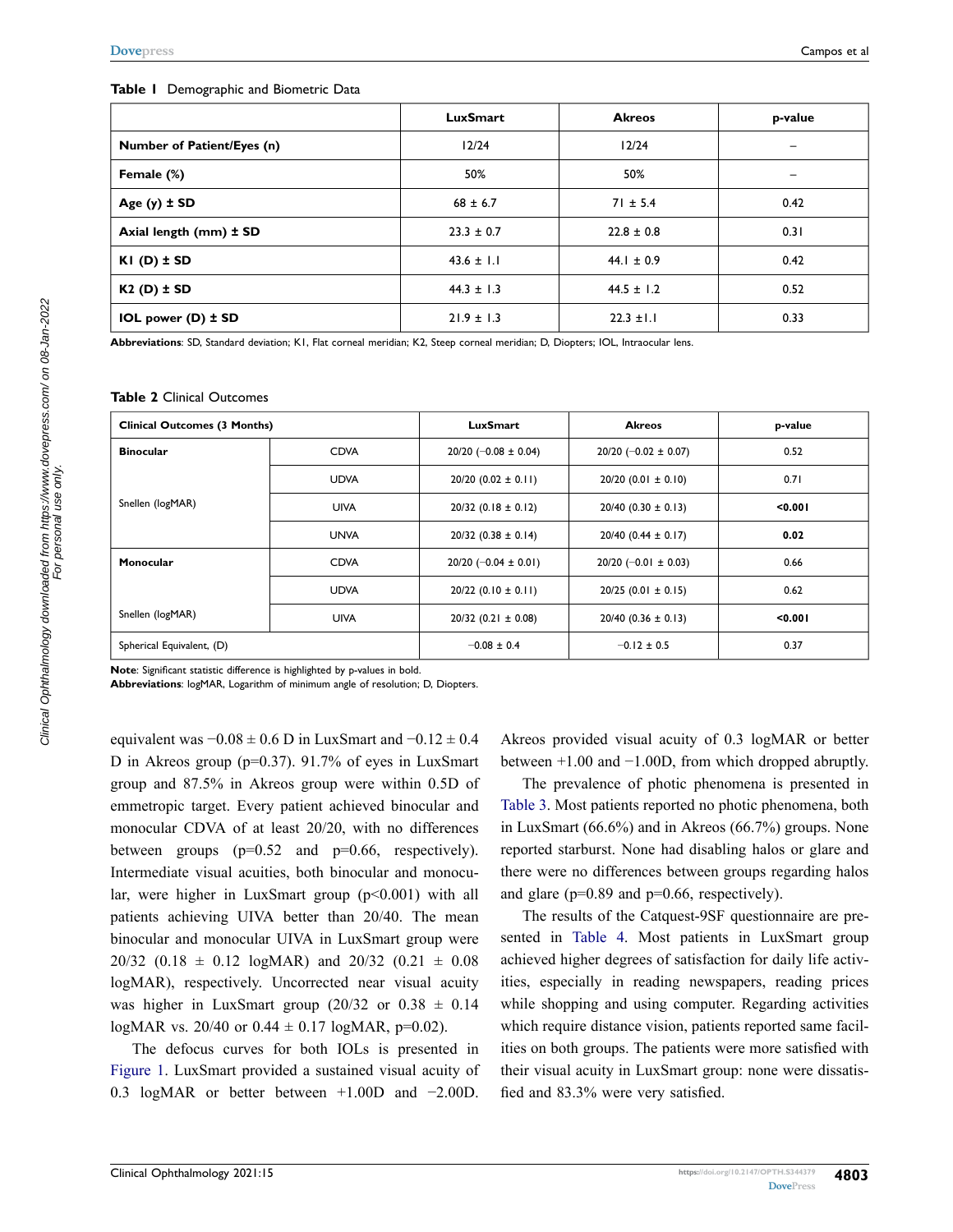**Table 1** Demographic and Biometric Data

| | LuxSmart | Akreos | p-value |
|---|---|---|---|
| **Number of Patient/Eyes (n)** | 12/24 | 12/24 | – |
| **Female (%)** | 50% | 50% | – |
| **Age (y) ± SD** | 68 ± 6.7 | 71 ± 5.4 | 0.42 |
| **Axial length (mm) ± SD** | 23.3 ± 0.7 | 22.8 ± 0.8 | 0.31 |
| **K1 (D) ± SD** | 43.6 ± 1.1 | 44.1 ± 0.9 | 0.42 |
| **K2 (D) ± SD** | 44.3 ± 1.3 | 44.5 ± 1.2 | 0.52 |
| **IOL power (D) ± SD** | 21.9 ± 1.3 | 22.3 ±1.1 | 0.33 |

**Abbreviations**: SD, Standard deviation; K1, Flat corneal meridian; K2, Steep corneal meridian; D, Diopters; IOL, Intraocular lens.

**Table 2** Clinical Outcomes

| Clinical Outcomes (3 Months) | | LuxSmart | Akreos | p-value |
|---|---|---|---|---|
| **Binocular** | CDVA | 20/20 (−0.08 ± 0.04) | 20/20 (−0.02 ± 0.07) | 0.52 |
| | UDVA | 20/20 (0.02 ± 0.11) | 20/20 (0.01 ± 0.10) | 0.71 |
| Snellen (logMAR) | UIVA | 20/32 (0.18 ± 0.12) | 20/40 (0.30 ± 0.13) | **<0.001** |
| | UNVA | 20/32 (0.38 ± 0.14) | 20/40 (0.44 ± 0.17) | **0.02** |
| **Monocular** | CDVA | 20/20 (−0.04 ± 0.01) | 20/20 (−0.01 ± 0.03) | 0.66 |
| | UDVA | 20/22 (0.10 ± 0.11) | 20/25 (0.01 ± 0.15) | 0.62 |
| Snellen (logMAR) | UIVA | 20/32 (0.21 ± 0.08) | 20/40 (0.36 ± 0.13) | **<0.001** |
| Spherical Equivalent, (D) | | −0.08 ± 0.4 | −0.12 ± 0.5 | 0.37 |

**Note**: Significant statistic difference is highlighted by p-values in bold.
**Abbreviations**: logMAR, Logarithm of minimum angle of resolution; D, Diopters.

equivalent was −0.08 ± 0.6 D in LuxSmart and −0.12 ± 0.4 D in Akreos group (p=0.37). 91.7% of eyes in LuxSmart group and 87.5% in Akreos group were within 0.5D of emmetropic target. Every patient achieved binocular and monocular CDVA of at least 20/20, with no differences between groups (p=0.52 and p=0.66, respectively). Intermediate visual acuities, both binocular and monocular, were higher in LuxSmart group (p<0.001) with all patients achieving UIVA better than 20/40. The mean binocular and monocular UIVA in LuxSmart group were 20/32 (0.18 ± 0.12 logMAR) and 20/32 (0.21 ± 0.08 logMAR), respectively. Uncorrected near visual acuity was higher in LuxSmart group (20/32 or 0.38 ± 0.14 logMAR vs. 20/40 or 0.44 ± 0.17 logMAR, p=0.02).

The defocus curves for both IOLs is presented in Figure 1. LuxSmart provided a sustained visual acuity of 0.3 logMAR or better between +1.00D and −2.00D. Akreos provided visual acuity of 0.3 logMAR or better between +1.00 and −1.00D, from which dropped abruptly.

The prevalence of photic phenomena is presented in Table 3. Most patients reported no photic phenomena, both in LuxSmart (66.6%) and in Akreos (66.7%) groups. None reported starburst. None had disabling halos or glare and there were no differences between groups regarding halos and glare (p=0.89 and p=0.66, respectively).

The results of the Catquest-9SF questionnaire are presented in Table 4. Most patients in LuxSmart group achieved higher degrees of satisfaction for daily life activities, especially in reading newspapers, reading prices while shopping and using computer. Regarding activities which require distance vision, patients reported same facilities on both groups. The patients were more satisfied with their visual acuity in LuxSmart group: none were dissatisfied and 83.3% were very satisfied.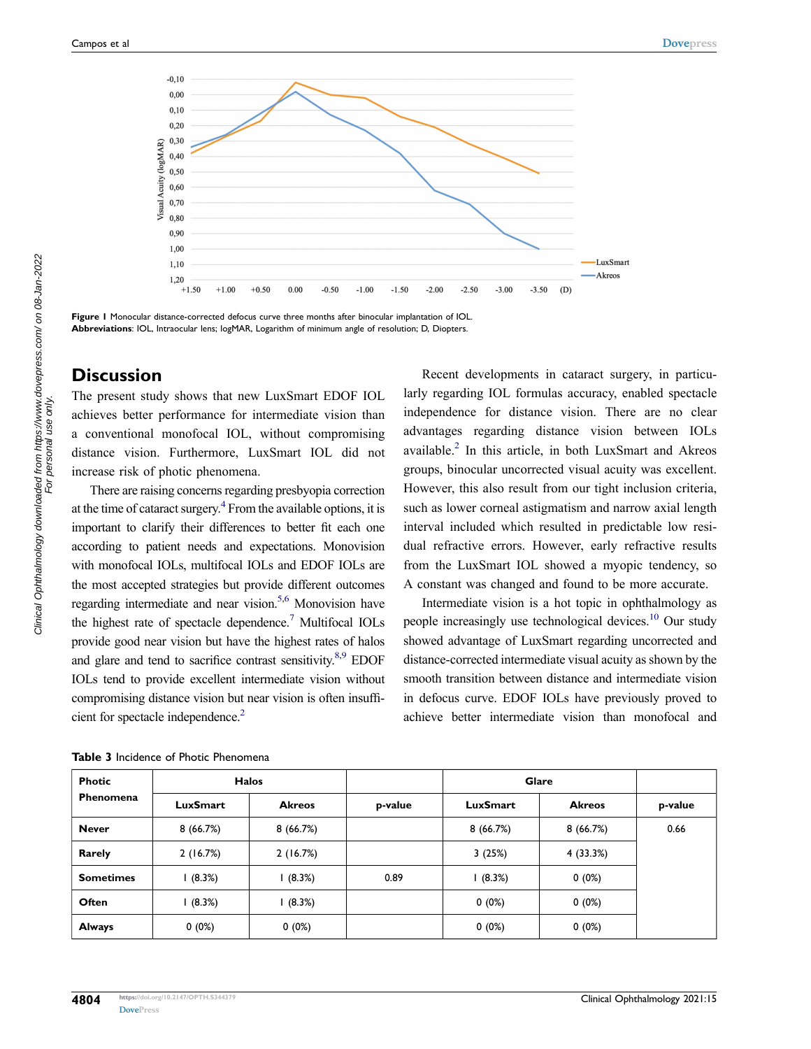**Figure 1** Monocular distance-corrected defocus curve three months after binocular implantation of IOL.
**Abbreviations**: IOL, Intraocular lens; logMAR, Logarithm of minimum angle of resolution; D, Diopters.

## Discussion

The present study shows that new LuxSmart EDOF IOL achieves better performance for intermediate vision than a conventional monofocal IOL, without compromising distance vision. Furthermore, LuxSmart IOL did not increase risk of photic phenomena.

There are raising concerns regarding presbyopia correction at the time of cataract surgery.[4] From the available options, it is important to clarify their differences to better fit each one according to patient needs and expectations. Monovision with monofocal IOLs, multifocal IOLs and EDOF IOLs are the most accepted strategies but provide different outcomes regarding intermediate and near vision.[5,6] Monovision have the highest rate of spectacle dependence.[7] Multifocal IOLs provide good near vision but have the highest rates of halos and glare and tend to sacrifice contrast sensitivity.[8,9] EDOF IOLs tend to provide excellent intermediate vision without compromising distance vision but near vision is often insufficient for spectacle independence.[2]

Recent developments in cataract surgery, in particularly regarding IOL formulas accuracy, enabled spectacle independence for distance vision. There are no clear advantages regarding distance vision between IOLs available.[2] In this article, in both LuxSmart and Akreos groups, binocular uncorrected visual acuity was excellent. However, this also result from our tight inclusion criteria, such as lower corneal astigmatism and narrow axial length interval included which resulted in predictable low residual refractive errors. However, early refractive results from the LuxSmart IOL showed a myopic tendency, so A constant was changed and found to be more accurate.

Intermediate vision is a hot topic in ophthalmology as people increasingly use technological devices.[10] Our study showed advantage of LuxSmart regarding uncorrected and distance-corrected intermediate visual acuity as shown by the smooth transition between distance and intermediate vision in defocus curve. EDOF IOLs have previously proved to achieve better intermediate vision than monofocal and

**Table 3** Incidence of Photic Phenomena

| Photic Phenomena | Halos | | | Glare | | |
|---|---|---|---|---|---|---|
| | LuxSmart | Akreos | p-value | LuxSmart | Akreos | p-value |
| Never | 8 (66.7%) | 8 (66.7%) | 0.89 | 8 (66.7%) | 8 (66.7%) | 0.66 |
| Rarely | 2 (16.7%) | 2 (16.7%) | | 3 (25%) | 4 (33.3%) | |
| Sometimes | 1 (8.3%) | 1 (8.3%) | | 1 (8.3%) | 0 (0%) | |
| Often | 1 (8.3%) | 1 (8.3%) | | 0 (0%) | 0 (0%) | |
| Always | 0 (0%) | 0 (0%) | | 0 (0%) | 0 (0%) | |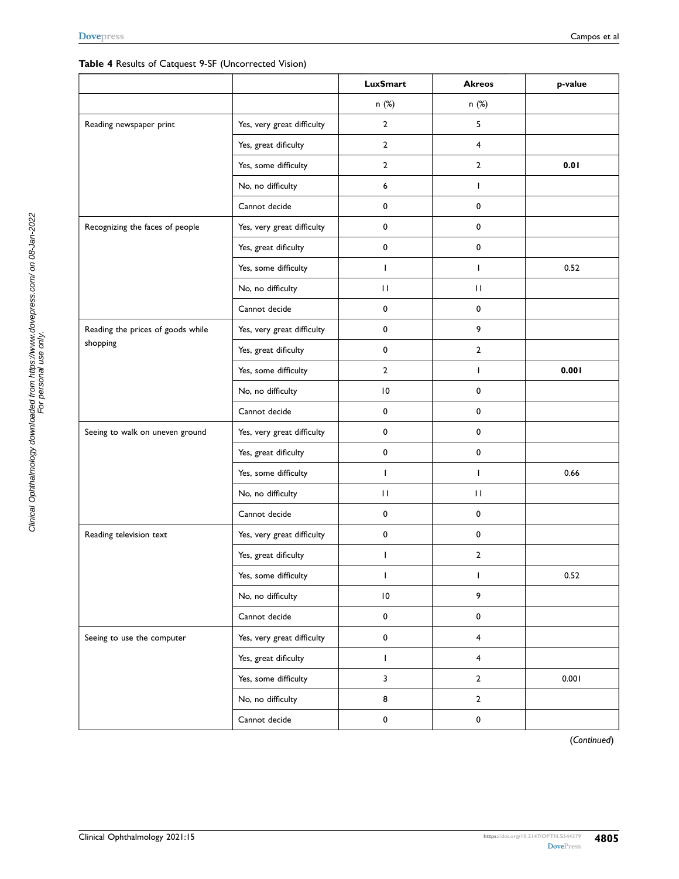**Table 4** Results of Catquest 9-SF (Uncorrected Vision)

| | | LuxSmart | Akreos | p-value |
|---|---|---|---|---|
| | | n (%) | n (%) | |
| Reading newspaper print | Yes, very great difficulty | 2 | 5 | |
| | Yes, great dificulty | 2 | 4 | |
| | Yes, some difficulty | 2 | 2 | **0.01** |
| | No, no difficulty | 6 | 1 | |
| | Cannot decide | 0 | 0 | |
| Recognizing the faces of people | Yes, very great difficulty | 0 | 0 | |
| | Yes, great dificulty | 0 | 0 | |
| | Yes, some difficulty | 1 | 1 | 0.52 |
| | No, no difficulty | 11 | 11 | |
| | Cannot decide | 0 | 0 | |
| Reading the prices of goods while shopping | Yes, very great difficulty | 0 | 9 | |
| | Yes, great dificulty | 0 | 2 | |
| | Yes, some difficulty | 2 | 1 | **0.001** |
| | No, no difficulty | 10 | 0 | |
| | Cannot decide | 0 | 0 | |
| Seeing to walk on uneven ground | Yes, very great difficulty | 0 | 0 | |
| | Yes, great dificulty | 0 | 0 | |
| | Yes, some difficulty | 1 | 1 | 0.66 |
| | No, no difficulty | 11 | 11 | |
| | Cannot decide | 0 | 0 | |
| Reading television text | Yes, very great difficulty | 0 | 0 | |
| | Yes, great dificulty | 1 | 2 | |
| | Yes, some difficulty | 1 | 1 | 0.52 |
| | No, no difficulty | 10 | 9 | |
| | Cannot decide | 0 | 0 | |
| Seeing to use the computer | Yes, very great difficulty | 0 | 4 | |
| | Yes, great dificulty | 1 | 4 | |
| | Yes, some difficulty | 3 | 2 | 0.001 |
| | No, no difficulty | 8 | 2 | |
| | Cannot decide | 0 | 0 | |

(*Continued*)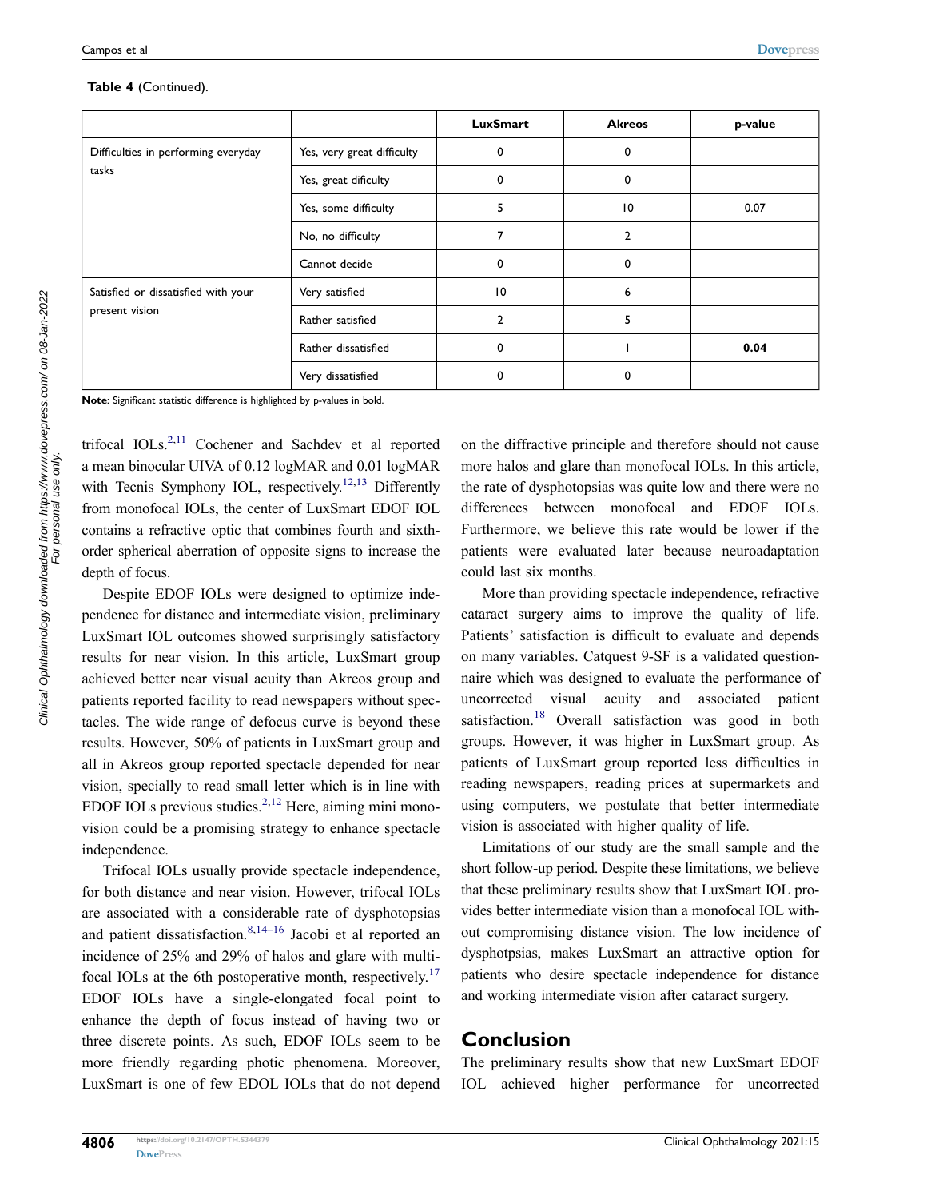**Table 4** (Continued).

| | | LuxSmart | Akreos | p-value |
|---|---|---|---|---|
| Difficulties in performing everyday tasks | Yes, very great difficulty | 0 | 0 | |
| | Yes, great dificulty | 0 | 0 | |
| | Yes, some difficulty | 5 | 10 | 0.07 |
| | No, no difficulty | 7 | 2 | |
| | Cannot decide | 0 | 0 | |
| Satisfied or dissatisfied with your present vision | Very satisfied | 10 | 6 | |
| | Rather satisfied | 2 | 5 | |
| | Rather dissatisfied | 0 | 1 | **0.04** |
| | Very dissatisfied | 0 | 0 | |

**Note**: Significant statistic difference is highlighted by p-values in bold.

trifocal IOLs.[2,11] Cochener and Sachdev et al reported a mean binocular UIVA of 0.12 logMAR and 0.01 logMAR with Tecnis Symphony IOL, respectively.[12,13] Differently from monofocal IOLs, the center of LuxSmart EDOF IOL contains a refractive optic that combines fourth and sixth-order spherical aberration of opposite signs to increase the depth of focus.

Despite EDOF IOLs were designed to optimize independence for distance and intermediate vision, preliminary LuxSmart IOL outcomes showed surprisingly satisfactory results for near vision. In this article, LuxSmart group achieved better near visual acuity than Akreos group and patients reported facility to read newspapers without spectacles. The wide range of defocus curve is beyond these results. However, 50% of patients in LuxSmart group and all in Akreos group reported spectacle depended for near vision, specially to read small letter which is in line with EDOF IOLs previous studies.[2,12] Here, aiming mini monovision could be a promising strategy to enhance spectacle independence.

Trifocal IOLs usually provide spectacle independence, for both distance and near vision. However, trifocal IOLs are associated with a considerable rate of dysphotopsias and patient dissatisfaction.[8,14–16] Jacobi et al reported an incidence of 25% and 29% of halos and glare with multifocal IOLs at the 6th postoperative month, respectively.[17] EDOF IOLs have a single-elongated focal point to enhance the depth of focus instead of having two or three discrete points. As such, EDOF IOLs seem to be more friendly regarding photic phenomena. Moreover, LuxSmart is one of few EDOL IOLs that do not depend on the diffractive principle and therefore should not cause more halos and glare than monofocal IOLs. In this article, the rate of dysphotopsias was quite low and there were no differences between monofocal and EDOF IOLs. Furthermore, we believe this rate would be lower if the patients were evaluated later because neuroadaptation could last six months.

More than providing spectacle independence, refractive cataract surgery aims to improve the quality of life. Patients' satisfaction is difficult to evaluate and depends on many variables. Catquest 9-SF is a validated questionnaire which was designed to evaluate the performance of uncorrected visual acuity and associated patient satisfaction.[18] Overall satisfaction was good in both groups. However, it was higher in LuxSmart group. As patients of LuxSmart group reported less difficulties in reading newspapers, reading prices at supermarkets and using computers, we postulate that better intermediate vision is associated with higher quality of life.

Limitations of our study are the small sample and the short follow-up period. Despite these limitations, we believe that these preliminary results show that LuxSmart IOL provides better intermediate vision than a monofocal IOL without compromising distance vision. The low incidence of dysphotpsias, makes LuxSmart an attractive option for patients who desire spectacle independence for distance and working intermediate vision after cataract surgery.

## Conclusion

The preliminary results show that new LuxSmart EDOF IOL achieved higher performance for uncorrected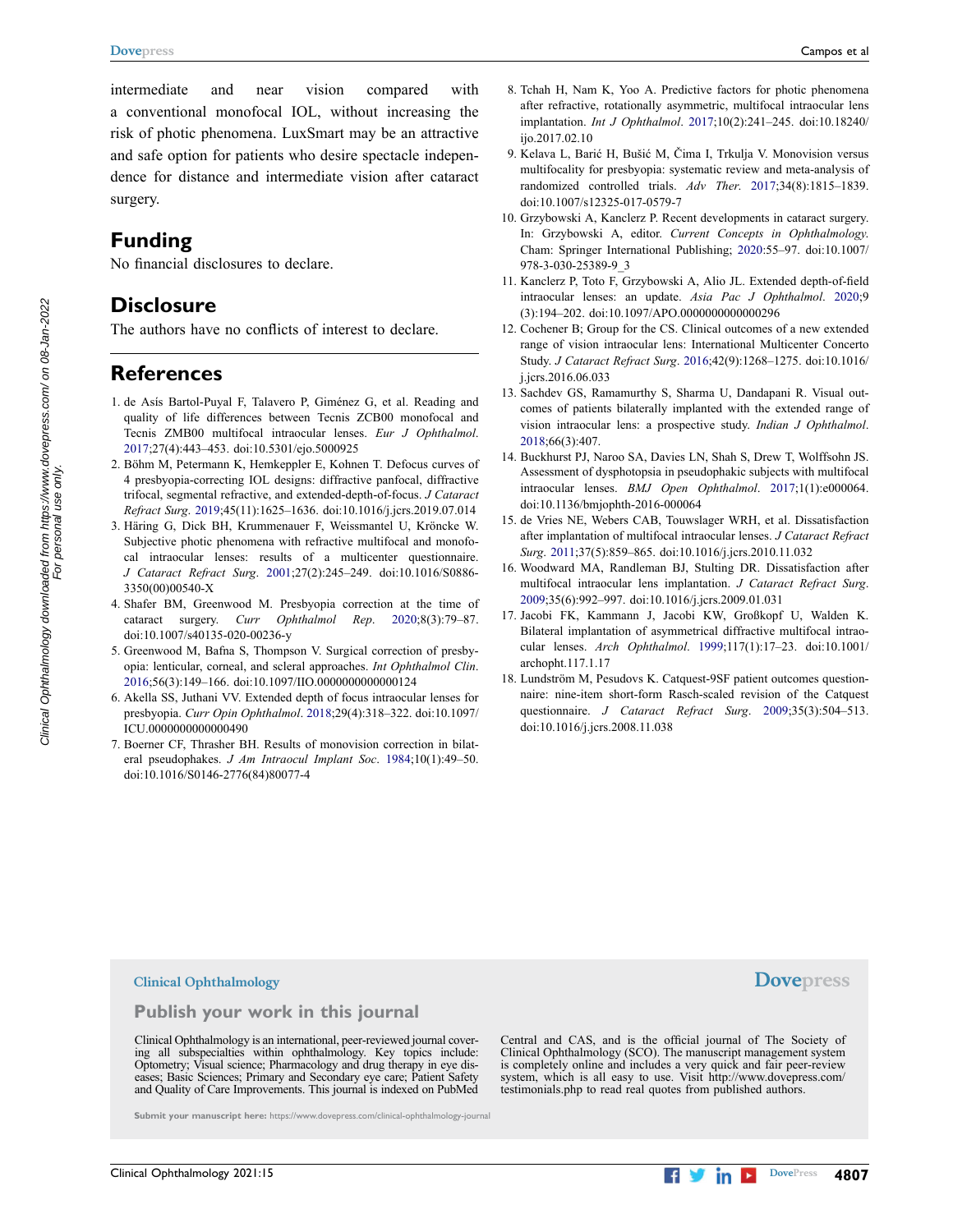intermediate and near vision compared with a conventional monofocal IOL, without increasing the risk of photic phenomena. LuxSmart may be an attractive and safe option for patients who desire spectacle independence for distance and intermediate vision after cataract surgery.

## Funding

No financial disclosures to declare.

## Disclosure

The authors have no conflicts of interest to declare.

## References

1. de Asís Bartol-Puyal F, Talavero P, Giménez G, et al. Reading and quality of life differences between Tecnis ZCB00 monofocal and Tecnis ZMB00 multifocal intraocular lenses. *Eur J Ophthalmol*. 2017;27(4):443–453. doi:10.5301/ejo.5000925
2. Böhm M, Petermann K, Hemkeppler E, Kohnen T. Defocus curves of 4 presbyopia-correcting IOL designs: diffractive panfocal, diffractive trifocal, segmental refractive, and extended-depth-of-focus. *J Cataract Refract Surg*. 2019;45(11):1625–1636. doi:10.1016/j.jcrs.2019.07.014
3. Häring G, Dick BH, Krummenauer F, Weissmantel U, Kröncke W. Subjective photic phenomena with refractive multifocal and monofocal intraocular lenses: results of a multicenter questionnaire. *J Cataract Refract Surg*. 2001;27(2):245–249. doi:10.1016/S0886-3350(00)00540-X
4. Shafer BM, Greenwood M. Presbyopia correction at the time of cataract surgery. *Curr Ophthalmol Rep*. 2020;8(3):79–87. doi:10.1007/s40135-020-00236-y
5. Greenwood M, Bafna S, Thompson V. Surgical correction of presbyopia: lenticular, corneal, and scleral approaches. *Int Ophthalmol Clin*. 2016;56(3):149–166. doi:10.1097/IIO.0000000000000124
6. Akella SS, Juthani VV. Extended depth of focus intraocular lenses for presbyopia. *Curr Opin Ophthalmol*. 2018;29(4):318–322. doi:10.1097/ICU.0000000000000490
7. Boerner CF, Thrasher BH. Results of monovision correction in bilateral pseudophakes. *J Am Intraocul Implant Soc*. 1984;10(1):49–50. doi:10.1016/S0146-2776(84)80077-4
8. Tchah H, Nam K, Yoo A. Predictive factors for photic phenomena after refractive, rotationally asymmetric, multifocal intraocular lens implantation. *Int J Ophthalmol*. 2017;10(2):241–245. doi:10.18240/ijo.2017.02.10
9. Kelava L, Barić H, Bušić M, Čima I, Trkulja V. Monovision versus multifocality for presbyopia: systematic review and meta-analysis of randomized controlled trials. *Adv Ther*. 2017;34(8):1815–1839. doi:10.1007/s12325-017-0579-7
10. Grzybowski A, Kanclerz P. Recent developments in cataract surgery. In: Grzybowski A, editor. *Current Concepts in Ophthalmology*. Cham: Springer International Publishing; 2020:55–97. doi:10.1007/978-3-030-25389-9_3
11. Kanclerz P, Toto F, Grzybowski A, Alio JL. Extended depth-of-field intraocular lenses: an update. *Asia Pac J Ophthalmol*. 2020;9(3):194–202. doi:10.1097/APO.0000000000000296
12. Cochener B; Group for the CS. Clinical outcomes of a new extended range of vision intraocular lens: International Multicenter Concerto Study. *J Cataract Refract Surg*. 2016;42(9):1268–1275. doi:10.1016/j.jcrs.2016.06.033
13. Sachdev GS, Ramamurthy S, Sharma U, Dandapani R. Visual outcomes of patients bilaterally implanted with the extended range of vision intraocular lens: a prospective study. *Indian J Ophthalmol*. 2018;66(3):407.
14. Buckhurst PJ, Naroo SA, Davies LN, Shah S, Drew T, Wolffsohn JS. Assessment of dysphotopsia in pseudophakic subjects with multifocal intraocular lenses. *BMJ Open Ophthalmol*. 2017;1(1):e000064. doi:10.1136/bmjophth-2016-000064
15. de Vries NE, Webers CAB, Touwslager WRH, et al. Dissatisfaction after implantation of multifocal intraocular lenses. *J Cataract Refract Surg*. 2011;37(5):859–865. doi:10.1016/j.jcrs.2010.11.032
16. Woodward MA, Randleman BJ, Stulting DR. Dissatisfaction after multifocal intraocular lens implantation. *J Cataract Refract Surg*. 2009;35(6):992–997. doi:10.1016/j.jcrs.2009.01.031
17. Jacobi FK, Kammann J, Jacobi KW, Großkopf U, Walden K. Bilateral implantation of asymmetrical diffractive multifocal intraocular lenses. *Arch Ophthalmol*. 1999;117(1):17–23. doi:10.1001/archopht.117.1.17
18. Lundström M, Pesudovs K. Catquest-9SF patient outcomes questionnaire: nine-item short-form Rasch-scaled revision of the Catquest questionnaire. *J Cataract Refract Surg*. 2009;35(3):504–513. doi:10.1016/j.jcrs.2008.11.038

**Clinical Ophthalmology**

**Publish your work in this journal**

Clinical Ophthalmology is an international, peer-reviewed journal covering all subspecialties within ophthalmology. Key topics include: Optometry; Visual science; Pharmacology and drug therapy in eye diseases; Basic Sciences; Primary and Secondary eye care; Patient Safety and Quality of Care Improvements. This journal is indexed on PubMed Central and CAS, and is the official journal of The Society of Clinical Ophthalmology (SCO). The manuscript management system is completely online and includes a very quick and fair peer-review system, which is all easy to use. Visit http://www.dovepress.com/testimonials.php to read real quotes from published authors.

**Submit your manuscript here:** https://www.dovepress.com/clinical-ophthalmology-journal